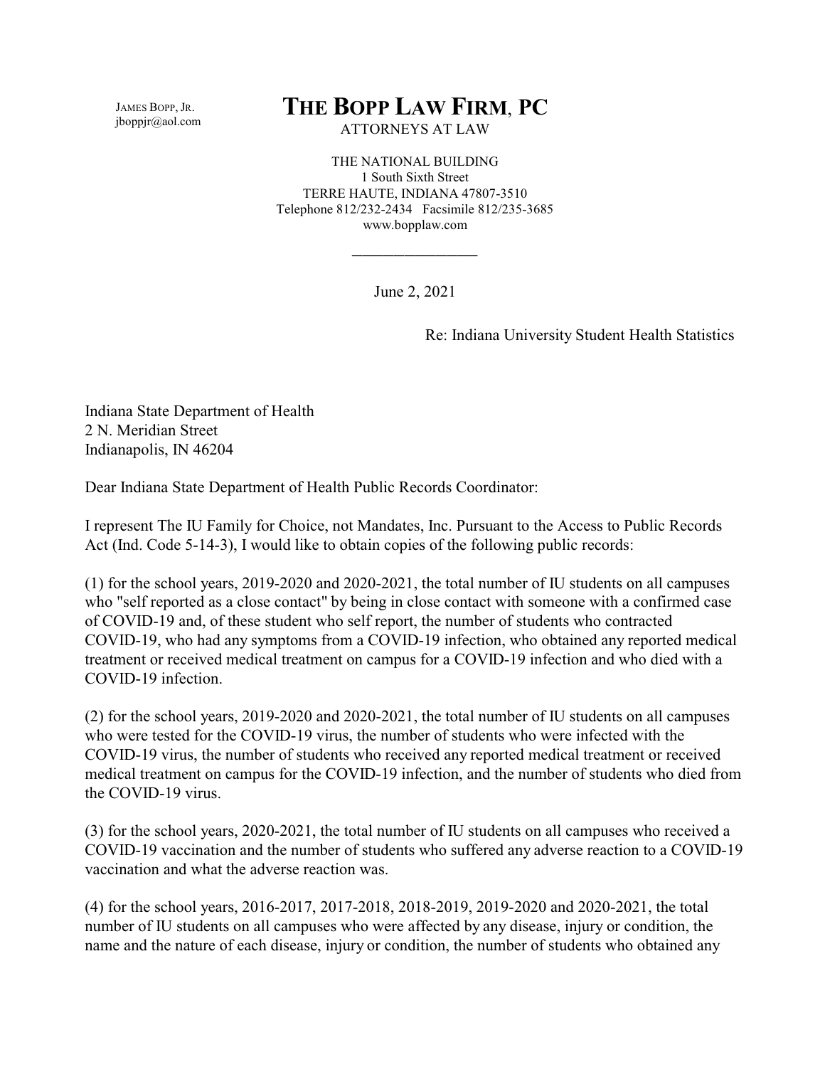JAMES BOPP, JR.
jboppjr@aol.com

# THE BOPP LAW FIRM, PC

ATTORNEYS AT LAW

THE NATIONAL BUILDING
1 South Sixth Street
TERRE HAUTE, INDIANA 47807-3510
Telephone 812/232-2434 Facsimile 812/235-3685
www.bopplaw.com

June 2, 2021

Re: Indiana University Student Health Statistics

Indiana State Department of Health
2 N. Meridian Street
Indianapolis, IN 46204

Dear Indiana State Department of Health Public Records Coordinator:

I represent The IU Family for Choice, not Mandates, Inc. Pursuant to the Access to Public Records Act (Ind. Code 5-14-3), I would like to obtain copies of the following public records:

(1) for the school years, 2019-2020 and 2020-2021, the total number of IU students on all campuses who "self reported as a close contact" by being in close contact with someone with a confirmed case of COVID-19 and, of these student who self report, the number of students who contracted COVID-19, who had any symptoms from a COVID-19 infection, who obtained any reported medical treatment or received medical treatment on campus for a COVID-19 infection and who died with a COVID-19 infection.

(2) for the school years, 2019-2020 and 2020-2021, the total number of IU students on all campuses who were tested for the COVID-19 virus, the number of students who were infected with the COVID-19 virus, the number of students who received any reported medical treatment or received medical treatment on campus for the COVID-19 infection, and the number of students who died from the COVID-19 virus.

(3) for the school years, 2020-2021, the total number of IU students on all campuses who received a COVID-19 vaccination and the number of students who suffered any adverse reaction to a COVID-19 vaccination and what the adverse reaction was.

(4) for the school years, 2016-2017, 2017-2018, 2018-2019, 2019-2020 and 2020-2021, the total number of IU students on all campuses who were affected by any disease, injury or condition, the name and the nature of each disease, injury or condition, the number of students who obtained any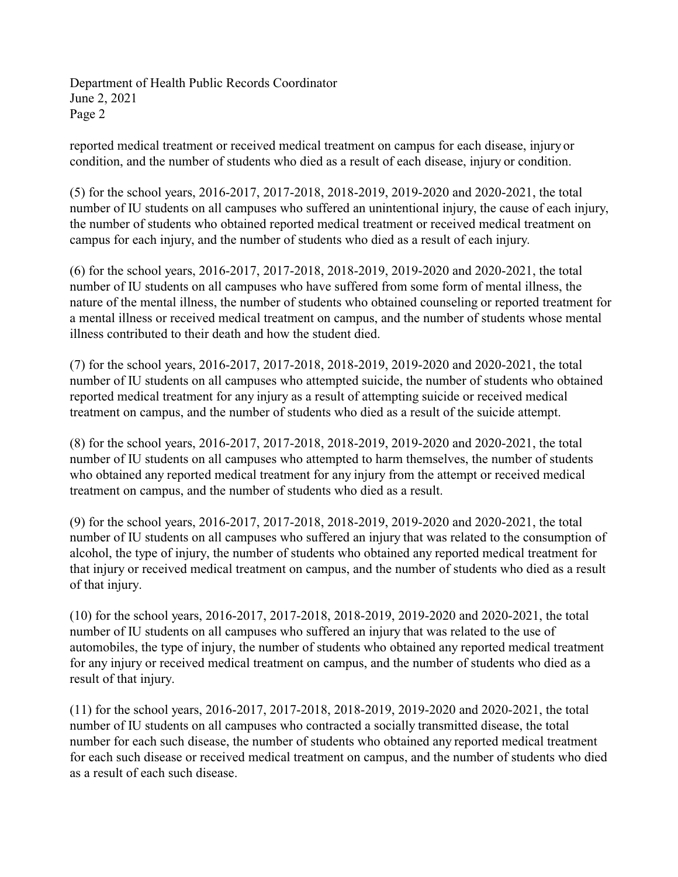reported medical treatment or received medical treatment on campus for each disease, injury or condition, and the number of students who died as a result of each disease, injury or condition.

(5) for the school years, 2016-2017, 2017-2018, 2018-2019, 2019-2020 and 2020-2021, the total number of IU students on all campuses who suffered an unintentional injury, the cause of each injury, the number of students who obtained reported medical treatment or received medical treatment on campus for each injury, and the number of students who died as a result of each injury.

(6) for the school years, 2016-2017, 2017-2018, 2018-2019, 2019-2020 and 2020-2021, the total number of IU students on all campuses who have suffered from some form of mental illness, the nature of the mental illness, the number of students who obtained counseling or reported treatment for a mental illness or received medical treatment on campus, and the number of students whose mental illness contributed to their death and how the student died.

(7) for the school years, 2016-2017, 2017-2018, 2018-2019, 2019-2020 and 2020-2021, the total number of IU students on all campuses who attempted suicide, the number of students who obtained reported medical treatment for any injury as a result of attempting suicide or received medical treatment on campus, and the number of students who died as a result of the suicide attempt.

(8) for the school years, 2016-2017, 2017-2018, 2018-2019, 2019-2020 and 2020-2021, the total number of IU students on all campuses who attempted to harm themselves, the number of students who obtained any reported medical treatment for any injury from the attempt or received medical treatment on campus, and the number of students who died as a result.

(9) for the school years, 2016-2017, 2017-2018, 2018-2019, 2019-2020 and 2020-2021, the total number of IU students on all campuses who suffered an injury that was related to the consumption of alcohol, the type of injury, the number of students who obtained any reported medical treatment for that injury or received medical treatment on campus, and the number of students who died as a result of that injury.

(10) for the school years, 2016-2017, 2017-2018, 2018-2019, 2019-2020 and 2020-2021, the total number of IU students on all campuses who suffered an injury that was related to the use of automobiles, the type of injury, the number of students who obtained any reported medical treatment for any injury or received medical treatment on campus, and the number of students who died as a result of that injury.

(11) for the school years, 2016-2017, 2017-2018, 2018-2019, 2019-2020 and 2020-2021, the total number of IU students on all campuses who contracted a socially transmitted disease, the total number for each such disease, the number of students who obtained any reported medical treatment for each such disease or received medical treatment on campus, and the number of students who died as a result of each such disease.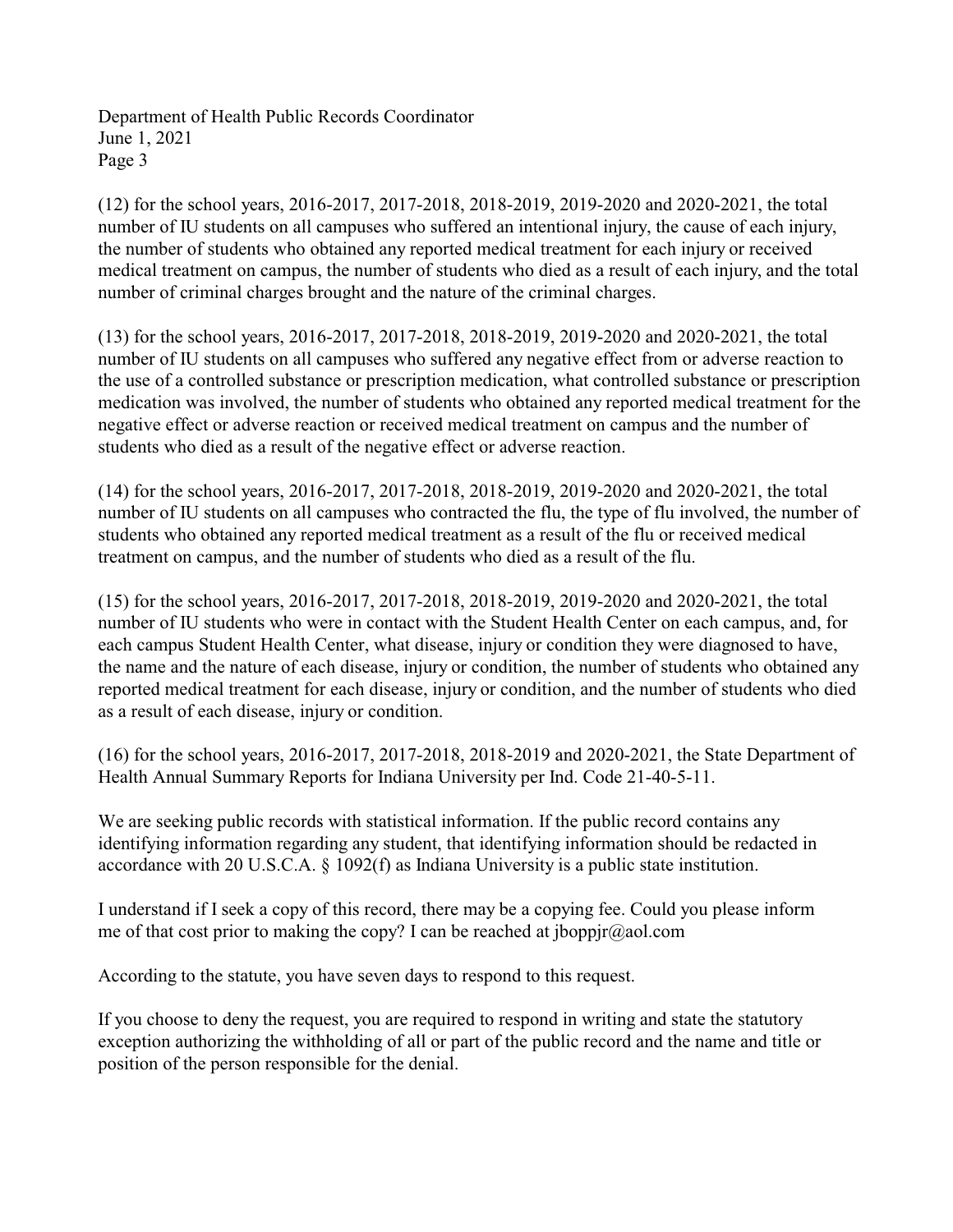(12) for the school years, 2016-2017, 2017-2018, 2018-2019, 2019-2020 and 2020-2021, the total number of IU students on all campuses who suffered an intentional injury, the cause of each injury, the number of students who obtained any reported medical treatment for each injury or received medical treatment on campus, the number of students who died as a result of each injury, and the total number of criminal charges brought and the nature of the criminal charges.

(13) for the school years, 2016-2017, 2017-2018, 2018-2019, 2019-2020 and 2020-2021, the total number of IU students on all campuses who suffered any negative effect from or adverse reaction to the use of a controlled substance or prescription medication, what controlled substance or prescription medication was involved, the number of students who obtained any reported medical treatment for the negative effect or adverse reaction or received medical treatment on campus and the number of students who died as a result of the negative effect or adverse reaction.

(14) for the school years, 2016-2017, 2017-2018, 2018-2019, 2019-2020 and 2020-2021, the total number of IU students on all campuses who contracted the flu, the type of flu involved, the number of students who obtained any reported medical treatment as a result of the flu or received medical treatment on campus, and the number of students who died as a result of the flu.

(15) for the school years, 2016-2017, 2017-2018, 2018-2019, 2019-2020 and 2020-2021, the total number of IU students who were in contact with the Student Health Center on each campus, and, for each campus Student Health Center, what disease, injury or condition they were diagnosed to have, the name and the nature of each disease, injury or condition, the number of students who obtained any reported medical treatment for each disease, injury or condition, and the number of students who died as a result of each disease, injury or condition.

(16) for the school years, 2016-2017, 2017-2018, 2018-2019 and 2020-2021, the State Department of Health Annual Summary Reports for Indiana University per Ind. Code 21-40-5-11.

We are seeking public records with statistical information. If the public record contains any identifying information regarding any student, that identifying information should be redacted in accordance with 20 U.S.C.A. § 1092(f) as Indiana University is a public state institution.

I understand if I seek a copy of this record, there may be a copying fee. Could you please inform me of that cost prior to making the copy? I can be reached at jboppjr@aol.com

According to the statute, you have seven days to respond to this request.

If you choose to deny the request, you are required to respond in writing and state the statutory exception authorizing the withholding of all or part of the public record and the name and title or position of the person responsible for the denial.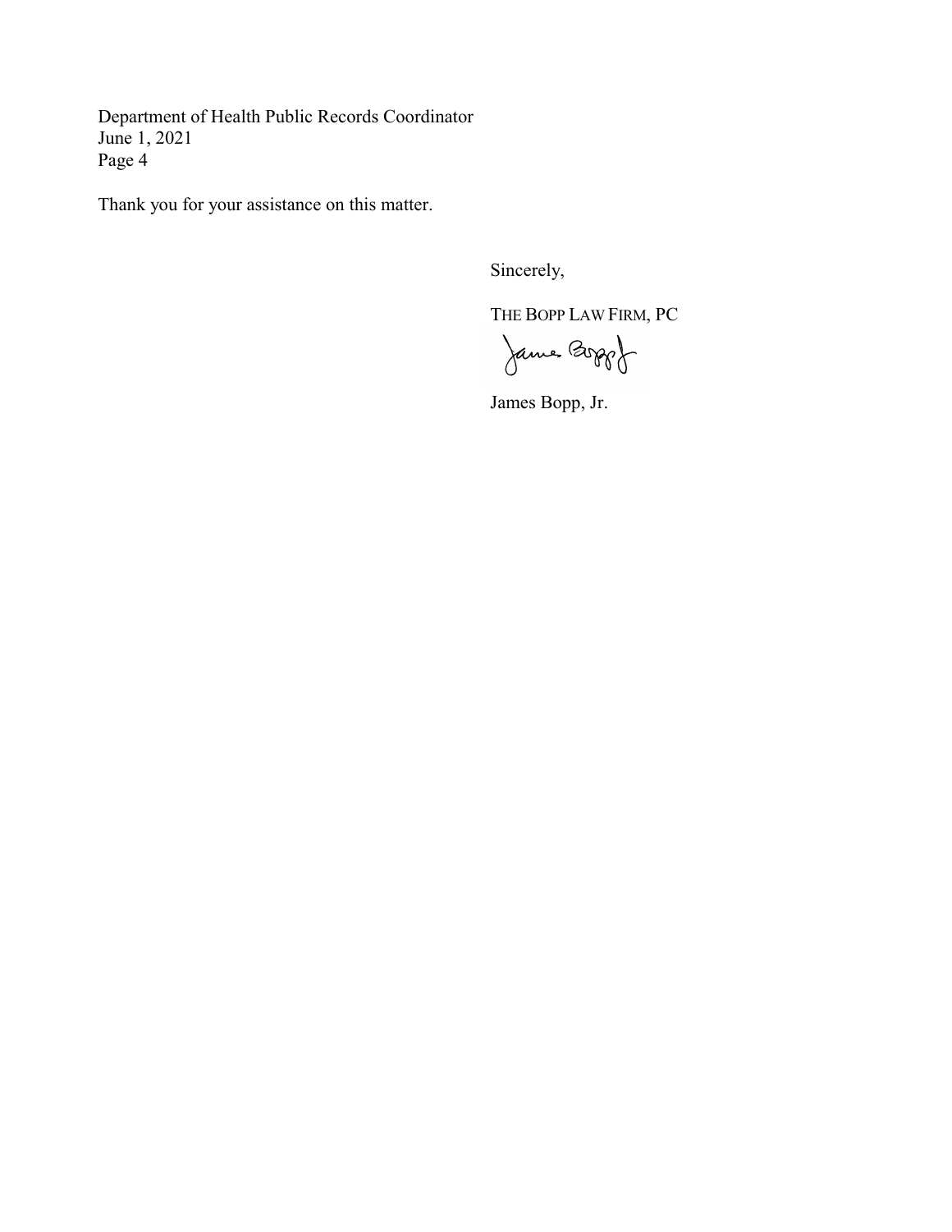Thank you for your assistance on this matter.

Sincerely,

THE BOPP LAW FIRM, PC

James Bopp, Jr.